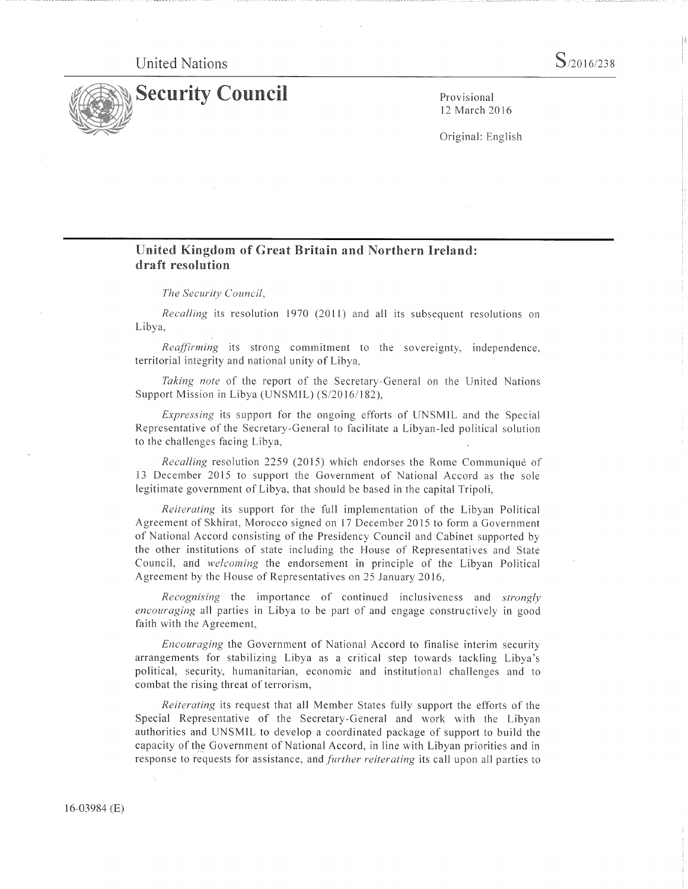United Nations

S/2016/238

# Security Council

Provisional
12 March 2016

Original: English

## United Kingdom of Great Britain and Northern Ireland: draft resolution

*The Security Council,*

*Recalling* its resolution 1970 (2011) and all its subsequent resolutions on Libya,

*Reaffirming* its strong commitment to the sovereignty, independence, territorial integrity and national unity of Libya,

*Taking note* of the report of the Secretary-General on the United Nations Support Mission in Libya (UNSMIL) (S/2016/182),

*Expressing* its support for the ongoing efforts of UNSMIL and the Special Representative of the Secretary-General to facilitate a Libyan-led political solution to the challenges facing Libya,

*Recalling* resolution 2259 (2015) which endorses the Rome Communiqué of 13 December 2015 to support the Government of National Accord as the sole legitimate government of Libya, that should be based in the capital Tripoli,

*Reiterating* its support for the full implementation of the Libyan Political Agreement of Skhirat, Morocco signed on 17 December 2015 to form a Government of National Accord consisting of the Presidency Council and Cabinet supported by the other institutions of state including the House of Representatives and State Council, and *welcoming* the endorsement in principle of the Libyan Political Agreement by the House of Representatives on 25 January 2016,

*Recognising* the importance of continued inclusiveness and *strongly encouraging* all parties in Libya to be part of and engage constructively in good faith with the Agreement,

*Encouraging* the Government of National Accord to finalise interim security arrangements for stabilizing Libya as a critical step towards tackling Libya's political, security, humanitarian, economic and institutional challenges and to combat the rising threat of terrorism,

*Reiterating* its request that all Member States fully support the efforts of the Special Representative of the Secretary-General and work with the Libyan authorities and UNSMIL to develop a coordinated package of support to build the capacity of the Government of National Accord, in line with Libyan priorities and in response to requests for assistance, and *further reiterating* its call upon all parties to

16-03984 (E)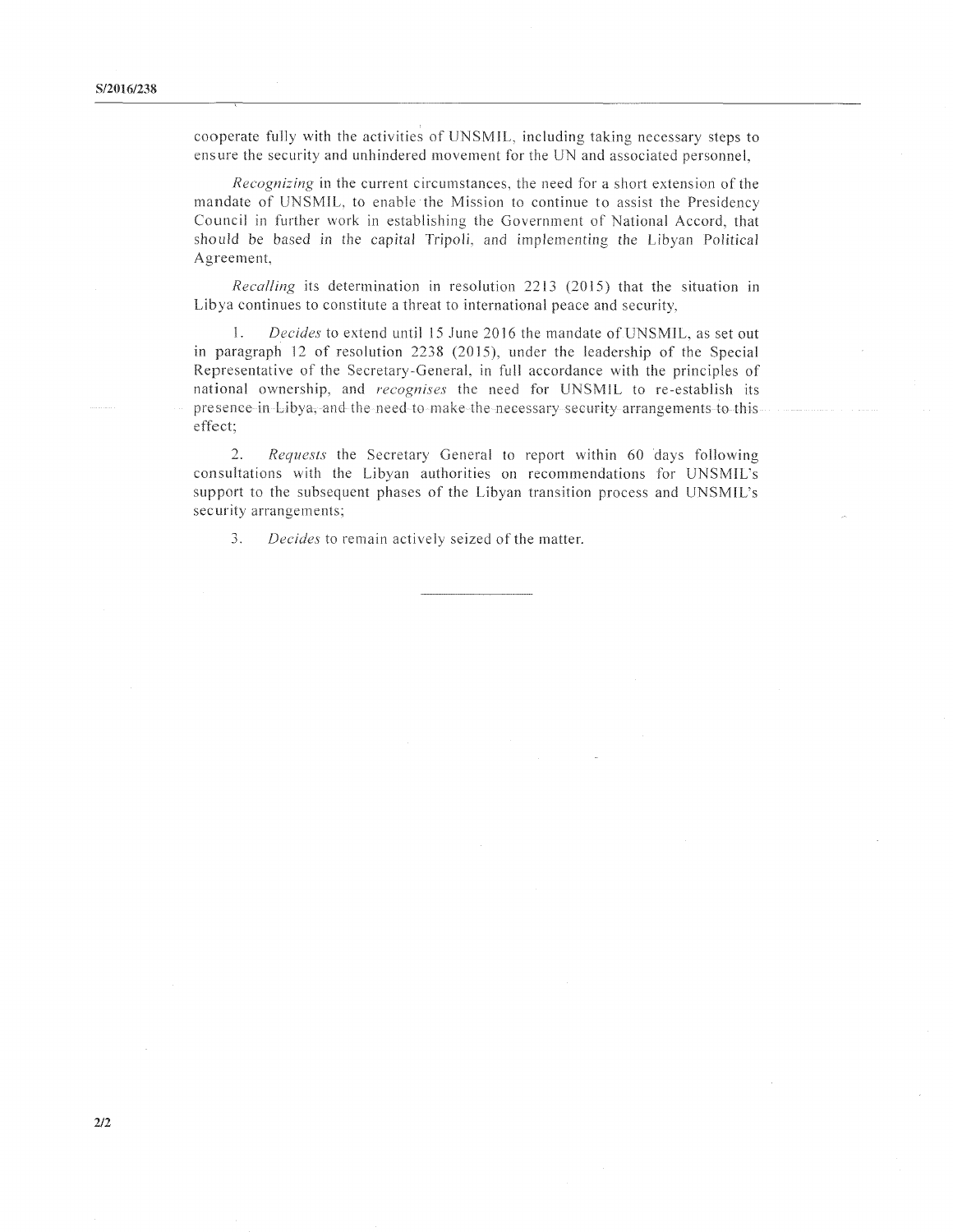cooperate fully with the activities of UNSMIL, including taking necessary steps to ensure the security and unhindered movement for the UN and associated personnel,

*Recognizing* in the current circumstances, the need for a short extension of the mandate of UNSMIL, to enable the Mission to continue to assist the Presidency Council in further work in establishing the Government of National Accord, that should be based in the capital Tripoli, and implementing the Libyan Political Agreement,

*Recalling* its determination in resolution 2213 (2015) that the situation in Libya continues to constitute a threat to international peace and security,

1. *Decides* to extend until 15 June 2016 the mandate of UNSMIL, as set out in paragraph 12 of resolution 2238 (2015), under the leadership of the Special Representative of the Secretary-General, in full accordance with the principles of national ownership, and *recognises* the need for UNSMIL to re-establish its presence in Libya, and the need to make the necessary security arrangements to this effect;

2. *Requests* the Secretary General to report within 60 days following consultations with the Libyan authorities on recommendations for UNSMIL's support to the subsequent phases of the Libyan transition process and UNSMIL's security arrangements;

3. *Decides* to remain actively seized of the matter.